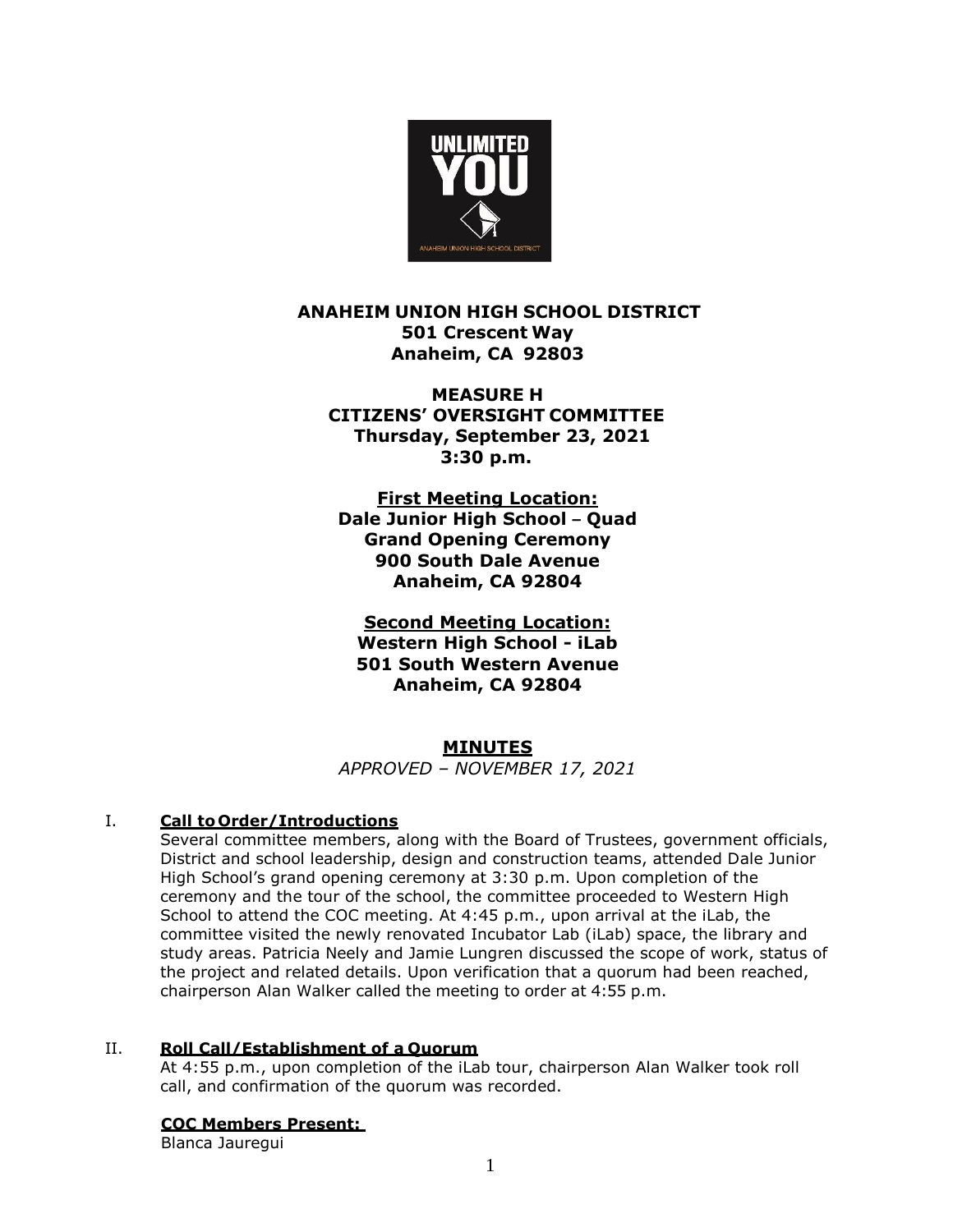**ANAHEIM UNION HIGH SCHOOL DISTRICT**
**501 Crescent Way**
**Anaheim, CA 92803**

**MEASURE H**
**CITIZENS' OVERSIGHT COMMITTEE**
**Thursday, September 23, 2021**
**3:30 p.m.**

**First Meeting Location:**
**Dale Junior High School – Quad**
**Grand Opening Ceremony**
**900 South Dale Avenue**
**Anaheim, CA 92804**

**Second Meeting Location:**
**Western High School - iLab**
**501 South Western Avenue**
**Anaheim, CA 92804**

# MINUTES

*APPROVED – NOVEMBER 17, 2021*

## I. Call to Order/Introductions

Several committee members, along with the Board of Trustees, government officials, District and school leadership, design and construction teams, attended Dale Junior High School's grand opening ceremony at 3:30 p.m. Upon completion of the ceremony and the tour of the school, the committee proceeded to Western High School to attend the COC meeting. At 4:45 p.m., upon arrival at the iLab, the committee visited the newly renovated Incubator Lab (iLab) space, the library and study areas. Patricia Neely and Jamie Lungren discussed the scope of work, status of the project and related details. Upon verification that a quorum had been reached, chairperson Alan Walker called the meeting to order at 4:55 p.m.

## II. Roll Call/Establishment of a Quorum

At 4:55 p.m., upon completion of the iLab tour, chairperson Alan Walker took roll call, and confirmation of the quorum was recorded.

**COC Members Present:**

Blanca Jauregui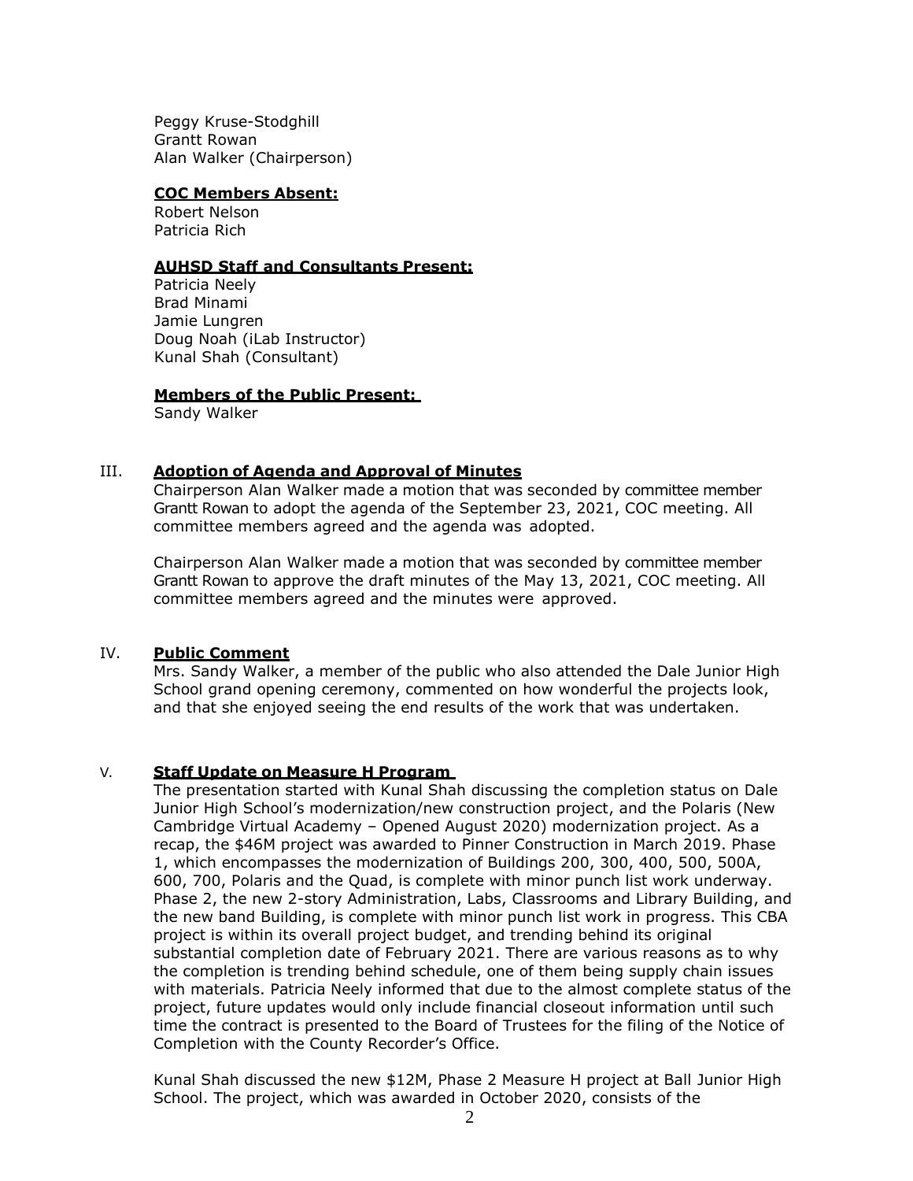Peggy Kruse-Stodghill
Grantt Rowan
Alan Walker (Chairperson)

**COC Members Absent:**

Robert Nelson
Patricia Rich

**AUHSD Staff and Consultants Present:**

Patricia Neely
Brad Minami
Jamie Lungren
Doug Noah (iLab Instructor)
Kunal Shah (Consultant)

**Members of the Public Present:**

Sandy Walker

## III. Adoption of Agenda and Approval of Minutes

Chairperson Alan Walker made a motion that was seconded by committee member Grantt Rowan to adopt the agenda of the September 23, 2021, COC meeting. All committee members agreed and the agenda was adopted.

Chairperson Alan Walker made a motion that was seconded by committee member Grantt Rowan to approve the draft minutes of the May 13, 2021, COC meeting. All committee members agreed and the minutes were approved.

## IV. Public Comment

Mrs. Sandy Walker, a member of the public who also attended the Dale Junior High School grand opening ceremony, commented on how wonderful the projects look, and that she enjoyed seeing the end results of the work that was undertaken.

## V. Staff Update on Measure H Program

The presentation started with Kunal Shah discussing the completion status on Dale Junior High School's modernization/new construction project, and the Polaris (New Cambridge Virtual Academy – Opened August 2020) modernization project. As a recap, the $46M project was awarded to Pinner Construction in March 2019. Phase 1, which encompasses the modernization of Buildings 200, 300, 400, 500, 500A, 600, 700, Polaris and the Quad, is complete with minor punch list work underway. Phase 2, the new 2-story Administration, Labs, Classrooms and Library Building, and the new band Building, is complete with minor punch list work in progress. This CBA project is within its overall project budget, and trending behind its original substantial completion date of February 2021. There are various reasons as to why the completion is trending behind schedule, one of them being supply chain issues with materials. Patricia Neely informed that due to the almost complete status of the project, future updates would only include financial closeout information until such time the contract is presented to the Board of Trustees for the filing of the Notice of Completion with the County Recorder's Office.

Kunal Shah discussed the new $12M, Phase 2 Measure H project at Ball Junior High School. The project, which was awarded in October 2020, consists of the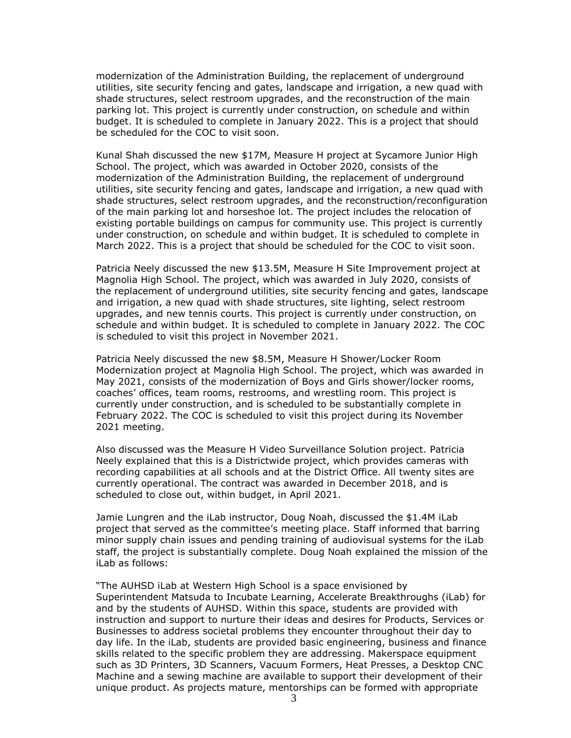modernization of the Administration Building, the replacement of underground utilities, site security fencing and gates, landscape and irrigation, a new quad with shade structures, select restroom upgrades, and the reconstruction of the main parking lot. This project is currently under construction, on schedule and within budget. It is scheduled to complete in January 2022. This is a project that should be scheduled for the COC to visit soon.

Kunal Shah discussed the new $17M, Measure H project at Sycamore Junior High School. The project, which was awarded in October 2020, consists of the modernization of the Administration Building, the replacement of underground utilities, site security fencing and gates, landscape and irrigation, a new quad with shade structures, select restroom upgrades, and the reconstruction/reconfiguration of the main parking lot and horseshoe lot. The project includes the relocation of existing portable buildings on campus for community use. This project is currently under construction, on schedule and within budget. It is scheduled to complete in March 2022. This is a project that should be scheduled for the COC to visit soon.

Patricia Neely discussed the new $13.5M, Measure H Site Improvement project at Magnolia High School. The project, which was awarded in July 2020, consists of the replacement of underground utilities, site security fencing and gates, landscape and irrigation, a new quad with shade structures, site lighting, select restroom upgrades, and new tennis courts. This project is currently under construction, on schedule and within budget. It is scheduled to complete in January 2022. The COC is scheduled to visit this project in November 2021.

Patricia Neely discussed the new $8.5M, Measure H Shower/Locker Room Modernization project at Magnolia High School. The project, which was awarded in May 2021, consists of the modernization of Boys and Girls shower/locker rooms, coaches' offices, team rooms, restrooms, and wrestling room. This project is currently under construction, and is scheduled to be substantially complete in February 2022. The COC is scheduled to visit this project during its November 2021 meeting.

Also discussed was the Measure H Video Surveillance Solution project. Patricia Neely explained that this is a Districtwide project, which provides cameras with recording capabilities at all schools and at the District Office. All twenty sites are currently operational. The contract was awarded in December 2018, and is scheduled to close out, within budget, in April 2021.

Jamie Lungren and the iLab instructor, Doug Noah, discussed the $1.4M iLab project that served as the committee's meeting place. Staff informed that barring minor supply chain issues and pending training of audiovisual systems for the iLab staff, the project is substantially complete. Doug Noah explained the mission of the iLab as follows:

"The AUHSD iLab at Western High School is a space envisioned by Superintendent Matsuda to Incubate Learning, Accelerate Breakthroughs (iLab) for and by the students of AUHSD. Within this space, students are provided with instruction and support to nurture their ideas and desires for Products, Services or Businesses to address societal problems they encounter throughout their day to day life. In the iLab, students are provided basic engineering, business and finance skills related to the specific problem they are addressing. Makerspace equipment such as 3D Printers, 3D Scanners, Vacuum Formers, Heat Presses, a Desktop CNC Machine and a sewing machine are available to support their development of their unique product. As projects mature, mentorships can be formed with appropriate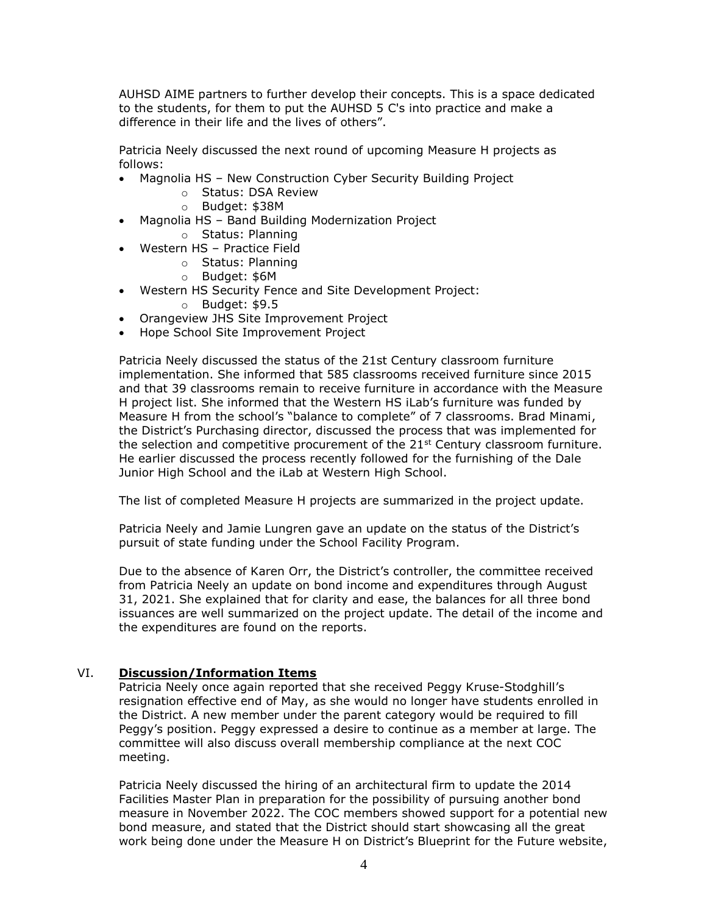AUHSD AIME partners to further develop their concepts. This is a space dedicated to the students, for them to put the AUHSD 5 C's into practice and make a difference in their life and the lives of others".

Patricia Neely discussed the next round of upcoming Measure H projects as follows:

- Magnolia HS – New Construction Cyber Security Building Project
  - Status: DSA Review
  - Budget: $38M
- Magnolia HS – Band Building Modernization Project
  - Status: Planning
- Western HS – Practice Field
  - Status: Planning
  - Budget: $6M
- Western HS Security Fence and Site Development Project:
  - Budget: $9.5
- Orangeview JHS Site Improvement Project
- Hope School Site Improvement Project

Patricia Neely discussed the status of the 21st Century classroom furniture implementation. She informed that 585 classrooms received furniture since 2015 and that 39 classrooms remain to receive furniture in accordance with the Measure H project list. She informed that the Western HS iLab's furniture was funded by Measure H from the school's "balance to complete" of 7 classrooms. Brad Minami, the District's Purchasing director, discussed the process that was implemented for the selection and competitive procurement of the 21st Century classroom furniture. He earlier discussed the process recently followed for the furnishing of the Dale Junior High School and the iLab at Western High School.

The list of completed Measure H projects are summarized in the project update.

Patricia Neely and Jamie Lungren gave an update on the status of the District's pursuit of state funding under the School Facility Program.

Due to the absence of Karen Orr, the District's controller, the committee received from Patricia Neely an update on bond income and expenditures through August 31, 2021. She explained that for clarity and ease, the balances for all three bond issuances are well summarized on the project update. The detail of the income and the expenditures are found on the reports.

## VI. **Discussion/Information Items**

Patricia Neely once again reported that she received Peggy Kruse-Stodghill's resignation effective end of May, as she would no longer have students enrolled in the District. A new member under the parent category would be required to fill Peggy's position. Peggy expressed a desire to continue as a member at large. The committee will also discuss overall membership compliance at the next COC meeting.

Patricia Neely discussed the hiring of an architectural firm to update the 2014 Facilities Master Plan in preparation for the possibility of pursuing another bond measure in November 2022. The COC members showed support for a potential new bond measure, and stated that the District should start showcasing all the great work being done under the Measure H on District's Blueprint for the Future website,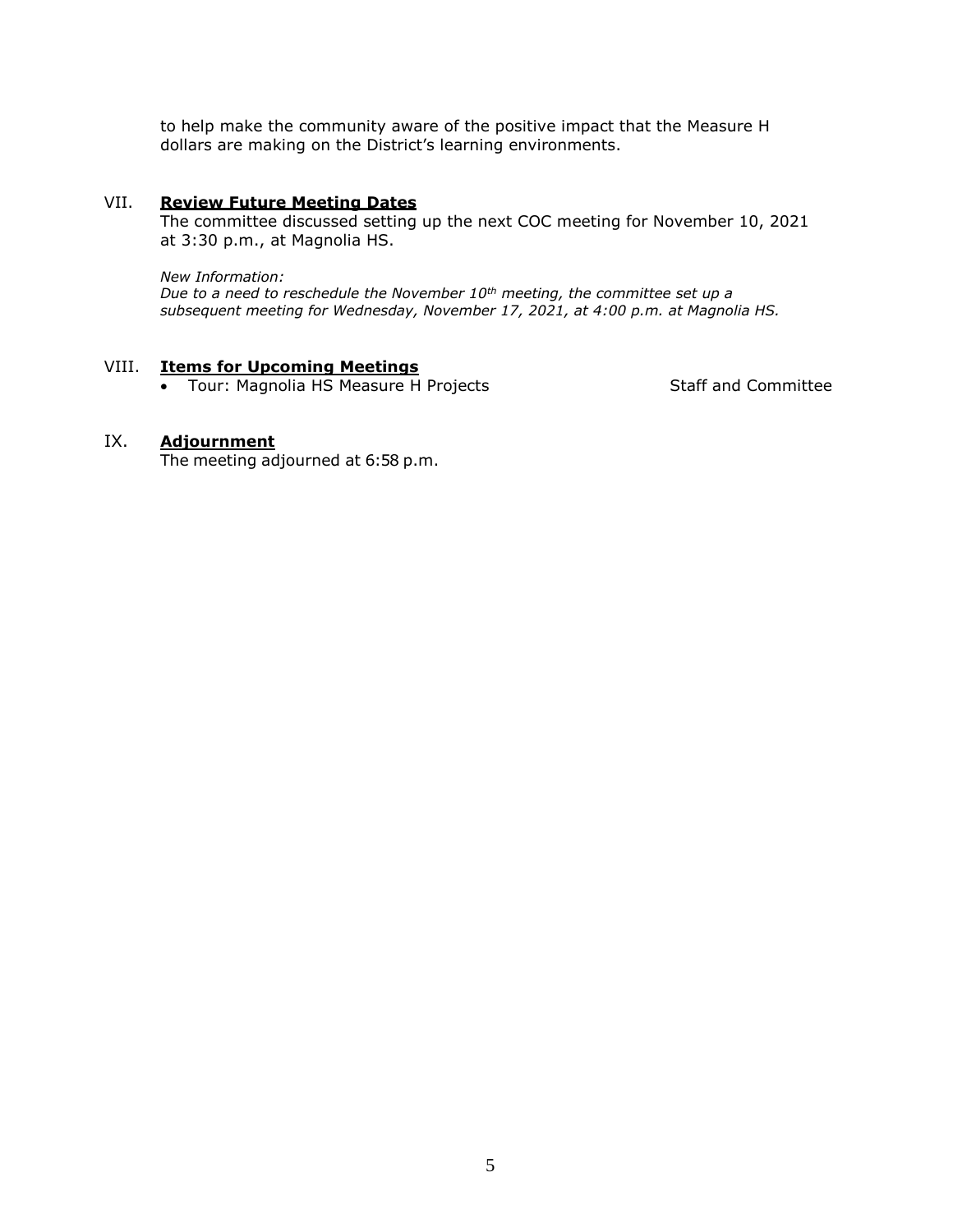to help make the community aware of the positive impact that the Measure H dollars are making on the District's learning environments.

## VII. **Review Future Meeting Dates**

The committee discussed setting up the next COC meeting for November 10, 2021 at 3:30 p.m., at Magnolia HS.

*New Information:*
*Due to a need to reschedule the November 10th meeting, the committee set up a subsequent meeting for Wednesday, November 17, 2021, at 4:00 p.m. at Magnolia HS.*

## VIII. **Items for Upcoming Meetings**

- Tour: Magnolia HS Measure H Projects — Staff and Committee

## IX. **Adjournment**

The meeting adjourned at 6:58 p.m.